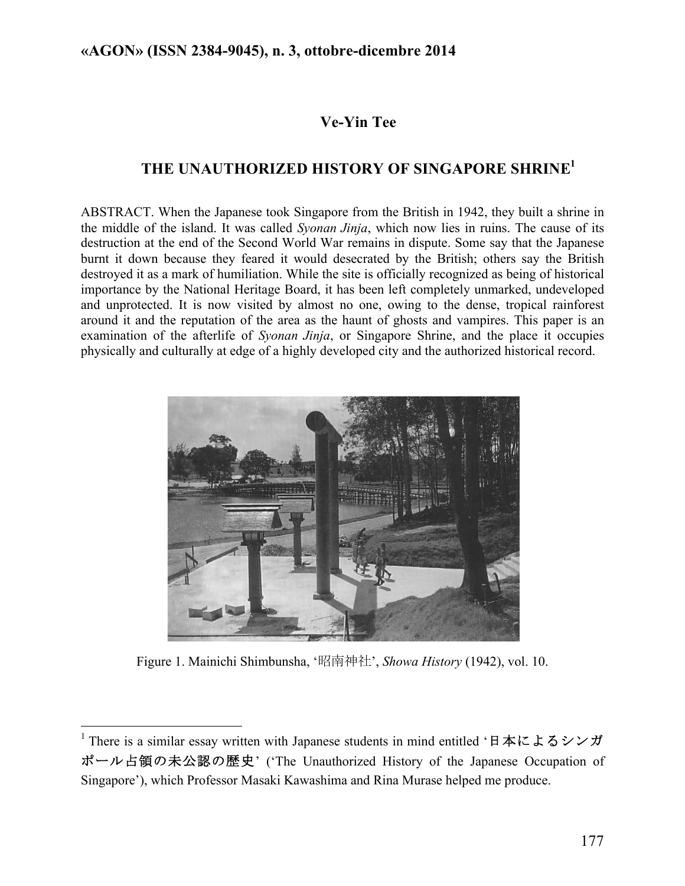# Ve-Yin Tee

## THE UNAUTHORIZED HISTORY OF SINGAPORE SHRINE[1]

ABSTRACT. When the Japanese took Singapore from the British in 1942, they built a shrine in the middle of the island. It was called *Syonan Jinja*, which now lies in ruins. The cause of its destruction at the end of the Second World War remains in dispute. Some say that the Japanese burnt it down because they feared it would desecrated by the British; others say the British destroyed it as a mark of humiliation. While the site is officially recognized as being of historical importance by the National Heritage Board, it has been left completely unmarked, undeveloped and unprotected. It is now visited by almost no one, owing to the dense, tropical rainforest around it and the reputation of the area as the haunt of ghosts and vampires. This paper is an examination of the afterlife of *Syonan Jinja*, or Singapore Shrine, and the place it occupies physically and culturally at edge of a highly developed city and the authorized historical record.

Figure 1. Mainichi Shimbunsha, '昭南神社', *Showa History* (1942), vol. 10.

---

[1] There is a similar essay written with Japanese students in mind entitled '日本によるシンガポール占領の未公認の歴史' ('The Unauthorized History of the Japanese Occupation of Singapore'), which Professor Masaki Kawashima and Rina Murase helped me produce.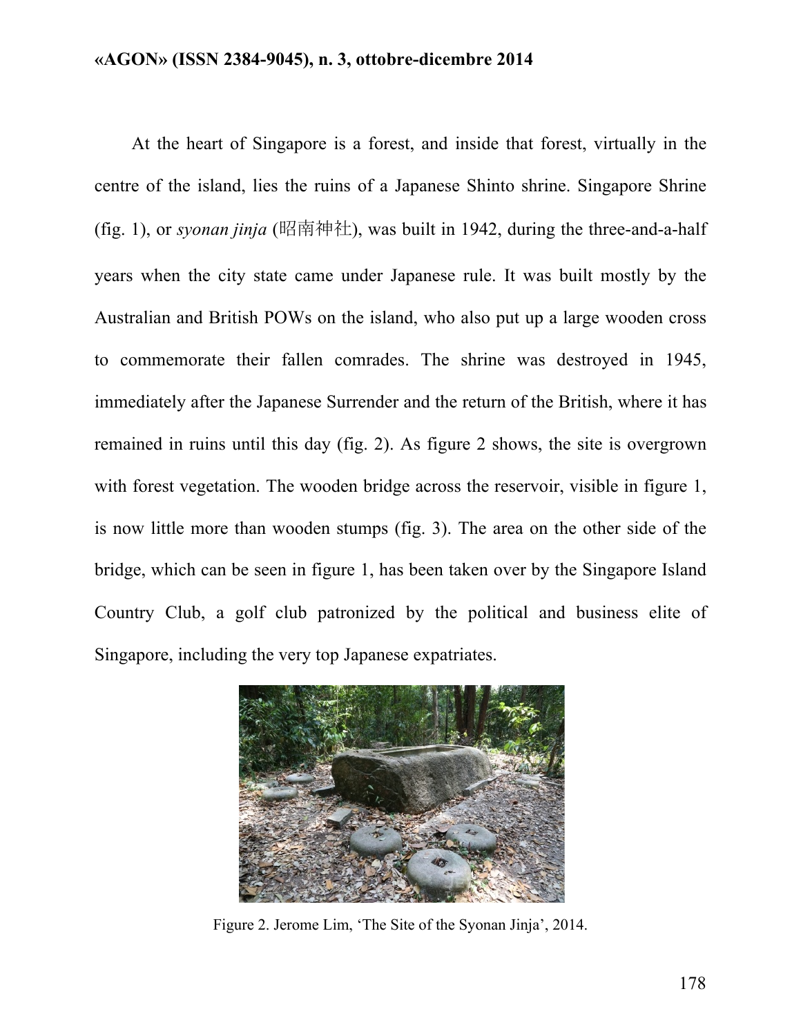At the heart of Singapore is a forest, and inside that forest, virtually in the centre of the island, lies the ruins of a Japanese Shinto shrine. Singapore Shrine (fig. 1), or *syonan jinja* (昭南神社), was built in 1942, during the three-and-a-half years when the city state came under Japanese rule. It was built mostly by the Australian and British POWs on the island, who also put up a large wooden cross to commemorate their fallen comrades. The shrine was destroyed in 1945, immediately after the Japanese Surrender and the return of the British, where it has remained in ruins until this day (fig. 2). As figure 2 shows, the site is overgrown with forest vegetation. The wooden bridge across the reservoir, visible in figure 1, is now little more than wooden stumps (fig. 3). The area on the other side of the bridge, which can be seen in figure 1, has been taken over by the Singapore Island Country Club, a golf club patronized by the political and business elite of Singapore, including the very top Japanese expatriates.

Figure 2. Jerome Lim, 'The Site of the Syonan Jinja', 2014.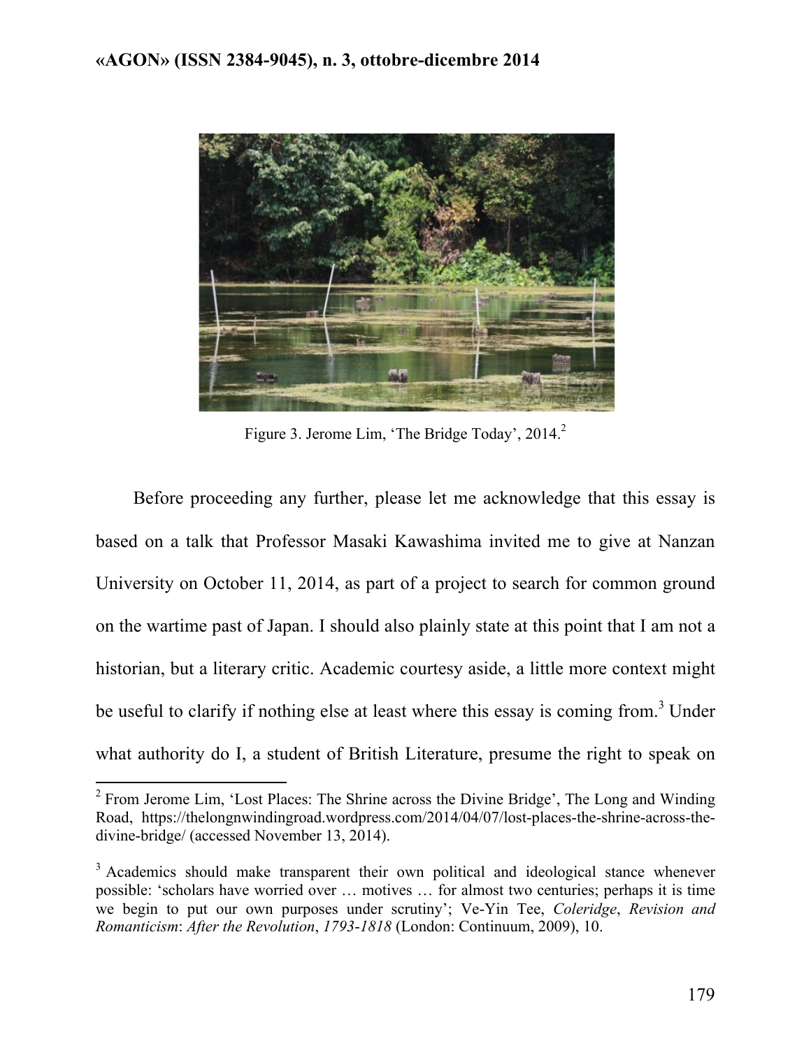Figure 3. Jerome Lim, 'The Bridge Today', 2014.[2]

Before proceeding any further, please let me acknowledge that this essay is based on a talk that Professor Masaki Kawashima invited me to give at Nanzan University on October 11, 2014, as part of a project to search for common ground on the wartime past of Japan. I should also plainly state at this point that I am not a historian, but a literary critic. Academic courtesy aside, a little more context might be useful to clarify if nothing else at least where this essay is coming from.[3] Under what authority do I, a student of British Literature, presume the right to speak on

---

[2] From Jerome Lim, 'Lost Places: The Shrine across the Divine Bridge', The Long and Winding Road, https://thelongnwindingroad.wordpress.com/2014/04/07/lost-places-the-shrine-across-the-divine-bridge/ (accessed November 13, 2014).

[3] Academics should make transparent their own political and ideological stance whenever possible: 'scholars have worried over … motives … for almost two centuries; perhaps it is time we begin to put our own purposes under scrutiny'; Ve-Yin Tee, *Coleridge*, *Revision and Romanticism*: *After the Revolution*, *1793-1818* (London: Continuum, 2009), 10.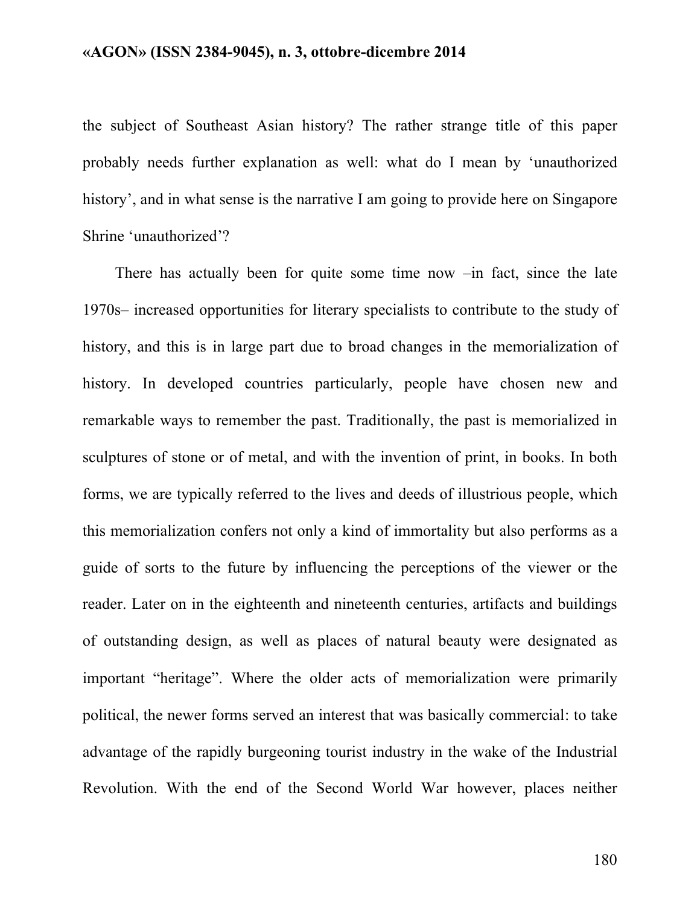the subject of Southeast Asian history? The rather strange title of this paper probably needs further explanation as well: what do I mean by 'unauthorized history', and in what sense is the narrative I am going to provide here on Singapore Shrine 'unauthorized'?

There has actually been for quite some time now –in fact, since the late 1970s– increased opportunities for literary specialists to contribute to the study of history, and this is in large part due to broad changes in the memorialization of history. In developed countries particularly, people have chosen new and remarkable ways to remember the past. Traditionally, the past is memorialized in sculptures of stone or of metal, and with the invention of print, in books. In both forms, we are typically referred to the lives and deeds of illustrious people, which this memorialization confers not only a kind of immortality but also performs as a guide of sorts to the future by influencing the perceptions of the viewer or the reader. Later on in the eighteenth and nineteenth centuries, artifacts and buildings of outstanding design, as well as places of natural beauty were designated as important "heritage". Where the older acts of memorialization were primarily political, the newer forms served an interest that was basically commercial: to take advantage of the rapidly burgeoning tourist industry in the wake of the Industrial Revolution. With the end of the Second World War however, places neither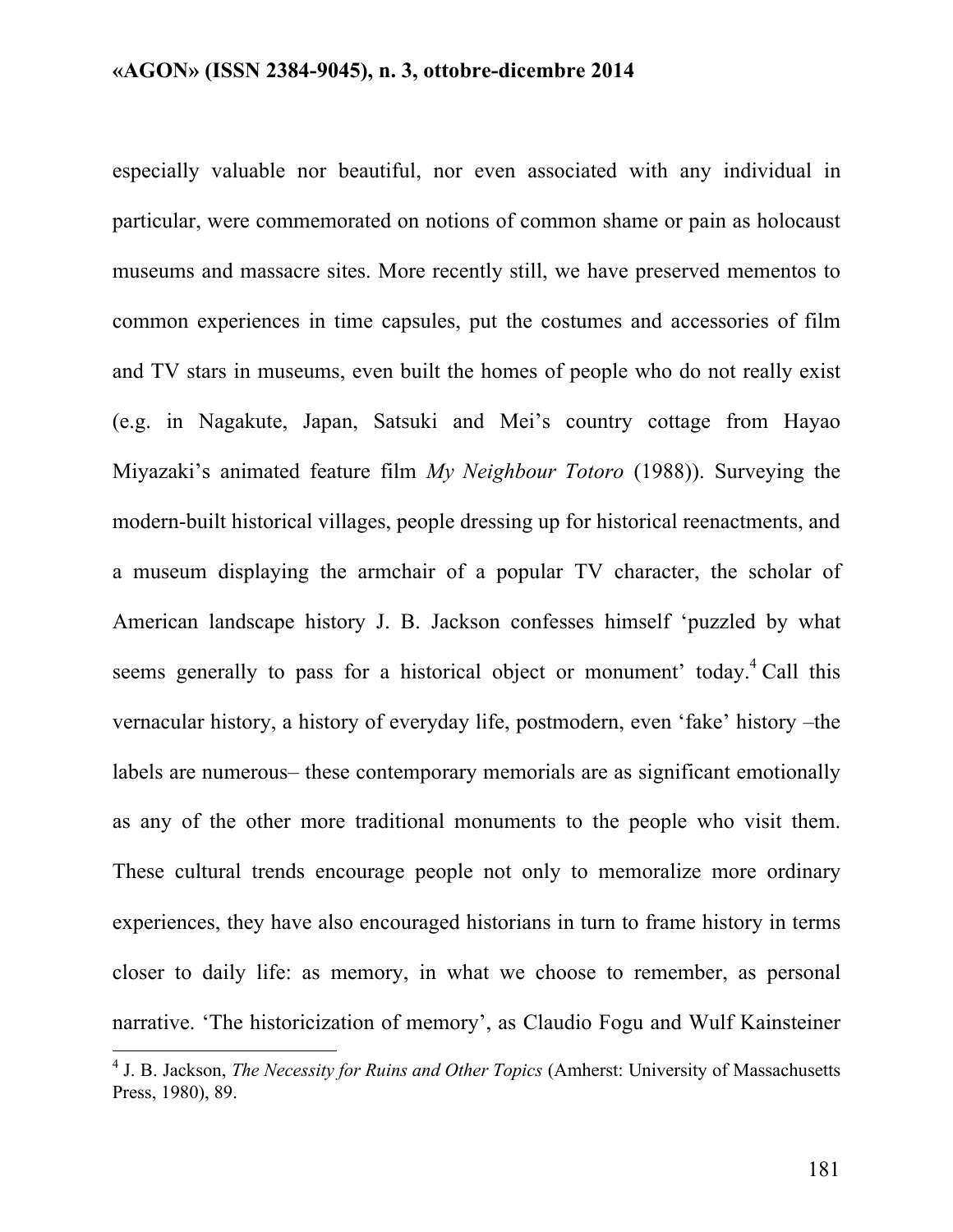especially valuable nor beautiful, nor even associated with any individual in particular, were commemorated on notions of common shame or pain as holocaust museums and massacre sites. More recently still, we have preserved mementos to common experiences in time capsules, put the costumes and accessories of film and TV stars in museums, even built the homes of people who do not really exist (e.g. in Nagakute, Japan, Satsuki and Mei's country cottage from Hayao Miyazaki's animated feature film *My Neighbour Totoro* (1988)). Surveying the modern-built historical villages, people dressing up for historical reenactments, and a museum displaying the armchair of a popular TV character, the scholar of American landscape history J. B. Jackson confesses himself 'puzzled by what seems generally to pass for a historical object or monument' today.[4] Call this vernacular history, a history of everyday life, postmodern, even 'fake' history –the labels are numerous– these contemporary memorials are as significant emotionally as any of the other more traditional monuments to the people who visit them. These cultural trends encourage people not only to memoralize more ordinary experiences, they have also encouraged historians in turn to frame history in terms closer to daily life: as memory, in what we choose to remember, as personal narrative. 'The historicization of memory', as Claudio Fogu and Wulf Kainsteiner

---

[4] J. B. Jackson, *The Necessity for Ruins and Other Topics* (Amherst: University of Massachusetts Press, 1980), 89.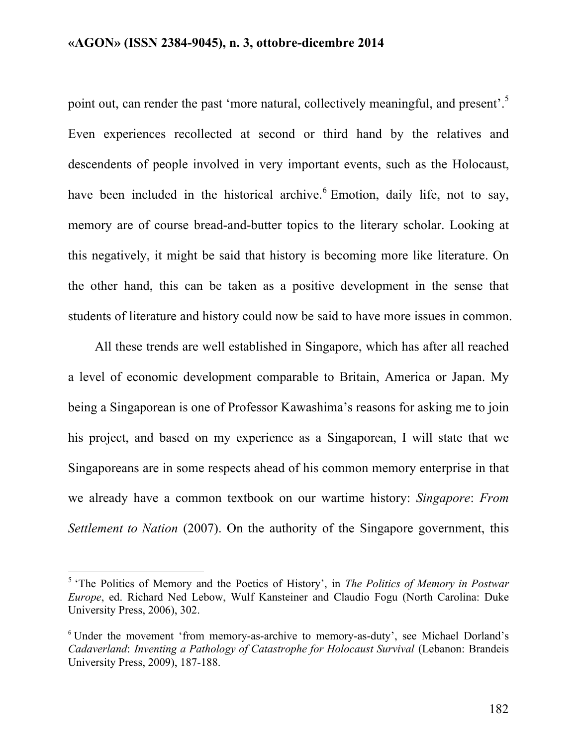point out, can render the past 'more natural, collectively meaningful, and present'.[5] Even experiences recollected at second or third hand by the relatives and descendents of people involved in very important events, such as the Holocaust, have been included in the historical archive.[6] Emotion, daily life, not to say, memory are of course bread-and-butter topics to the literary scholar. Looking at this negatively, it might be said that history is becoming more like literature. On the other hand, this can be taken as a positive development in the sense that students of literature and history could now be said to have more issues in common.

All these trends are well established in Singapore, which has after all reached a level of economic development comparable to Britain, America or Japan. My being a Singaporean is one of Professor Kawashima's reasons for asking me to join his project, and based on my experience as a Singaporean, I will state that we Singaporeans are in some respects ahead of his common memory enterprise in that we already have a common textbook on our wartime history: *Singapore*: *From Settlement to Nation* (2007). On the authority of the Singapore government, this

---

[5] 'The Politics of Memory and the Poetics of History', in *The Politics of Memory in Postwar Europe*, ed. Richard Ned Lebow, Wulf Kansteiner and Claudio Fogu (North Carolina: Duke University Press, 2006), 302.

[6] Under the movement 'from memory-as-archive to memory-as-duty', see Michael Dorland's *Cadaverland*: *Inventing a Pathology of Catastrophe for Holocaust Survival* (Lebanon: Brandeis University Press, 2009), 187-188.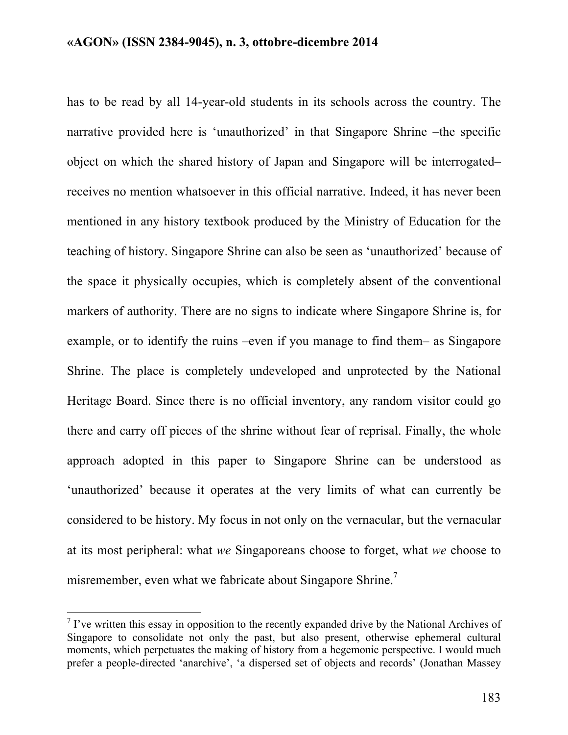has to be read by all 14-year-old students in its schools across the country. The narrative provided here is 'unauthorized' in that Singapore Shrine –the specific object on which the shared history of Japan and Singapore will be interrogated– receives no mention whatsoever in this official narrative. Indeed, it has never been mentioned in any history textbook produced by the Ministry of Education for the teaching of history. Singapore Shrine can also be seen as 'unauthorized' because of the space it physically occupies, which is completely absent of the conventional markers of authority. There are no signs to indicate where Singapore Shrine is, for example, or to identify the ruins –even if you manage to find them– as Singapore Shrine. The place is completely undeveloped and unprotected by the National Heritage Board. Since there is no official inventory, any random visitor could go there and carry off pieces of the shrine without fear of reprisal. Finally, the whole approach adopted in this paper to Singapore Shrine can be understood as 'unauthorized' because it operates at the very limits of what can currently be considered to be history. My focus in not only on the vernacular, but the vernacular at its most peripheral: what *we* Singaporeans choose to forget, what *we* choose to misremember, even what we fabricate about Singapore Shrine.[7]

---

[7] I've written this essay in opposition to the recently expanded drive by the National Archives of Singapore to consolidate not only the past, but also present, otherwise ephemeral cultural moments, which perpetuates the making of history from a hegemonic perspective. I would much prefer a people-directed 'anarchive', 'a dispersed set of objects and records' (Jonathan Massey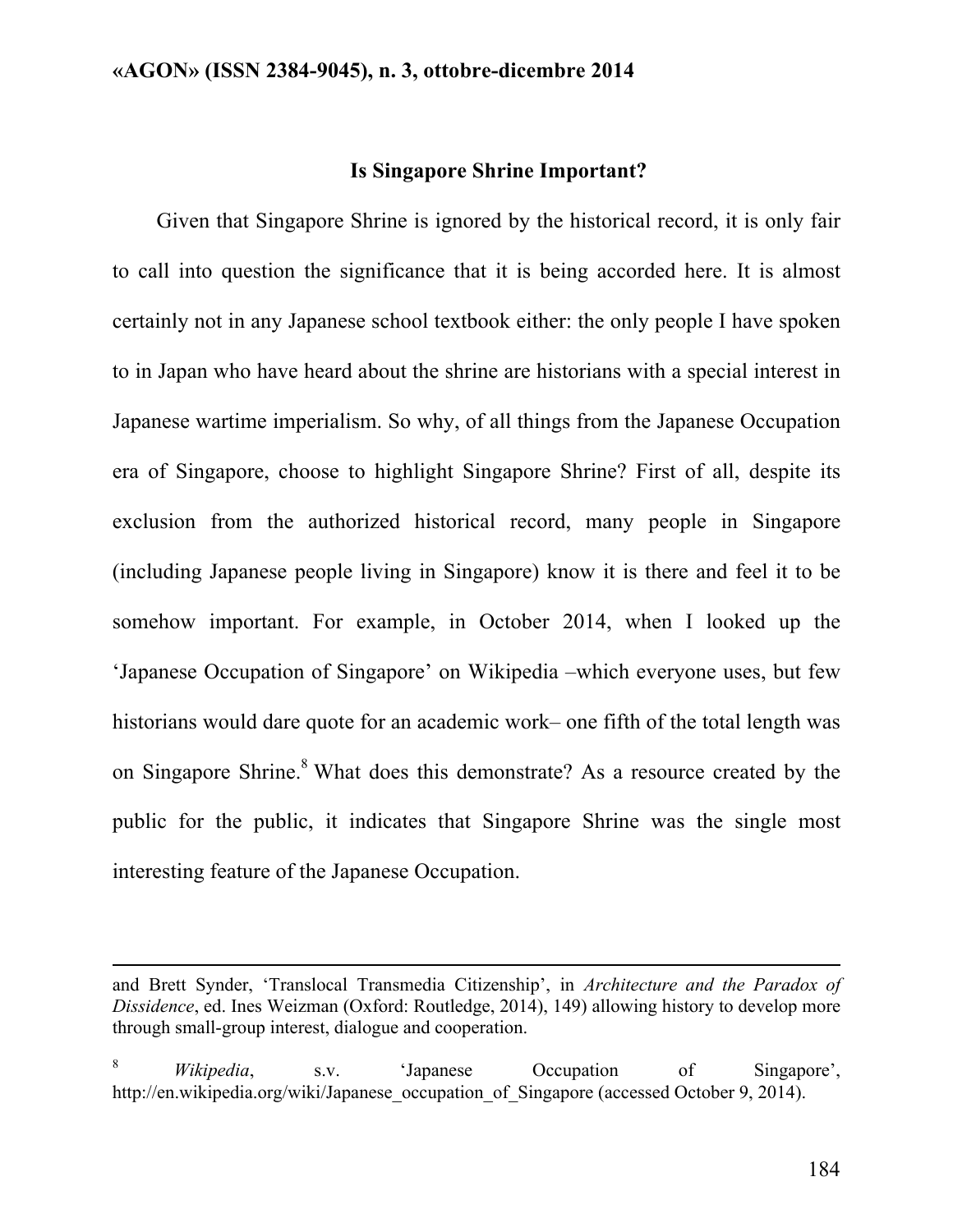## Is Singapore Shrine Important?

Given that Singapore Shrine is ignored by the historical record, it is only fair to call into question the significance that it is being accorded here. It is almost certainly not in any Japanese school textbook either: the only people I have spoken to in Japan who have heard about the shrine are historians with a special interest in Japanese wartime imperialism. So why, of all things from the Japanese Occupation era of Singapore, choose to highlight Singapore Shrine? First of all, despite its exclusion from the authorized historical record, many people in Singapore (including Japanese people living in Singapore) know it is there and feel it to be somehow important. For example, in October 2014, when I looked up the 'Japanese Occupation of Singapore' on Wikipedia –which everyone uses, but few historians would dare quote for an academic work– one fifth of the total length was on Singapore Shrine.[8] What does this demonstrate? As a resource created by the public for the public, it indicates that Singapore Shrine was the single most interesting feature of the Japanese Occupation.

---

and Brett Synder, 'Translocal Transmedia Citizenship', in *Architecture and the Paradox of Dissidence*, ed. Ines Weizman (Oxford: Routledge, 2014), 149) allowing history to develop more through small-group interest, dialogue and cooperation.

[8] *Wikipedia*, s.v. 'Japanese Occupation of Singapore', http://en.wikipedia.org/wiki/Japanese_occupation_of_Singapore (accessed October 9, 2014).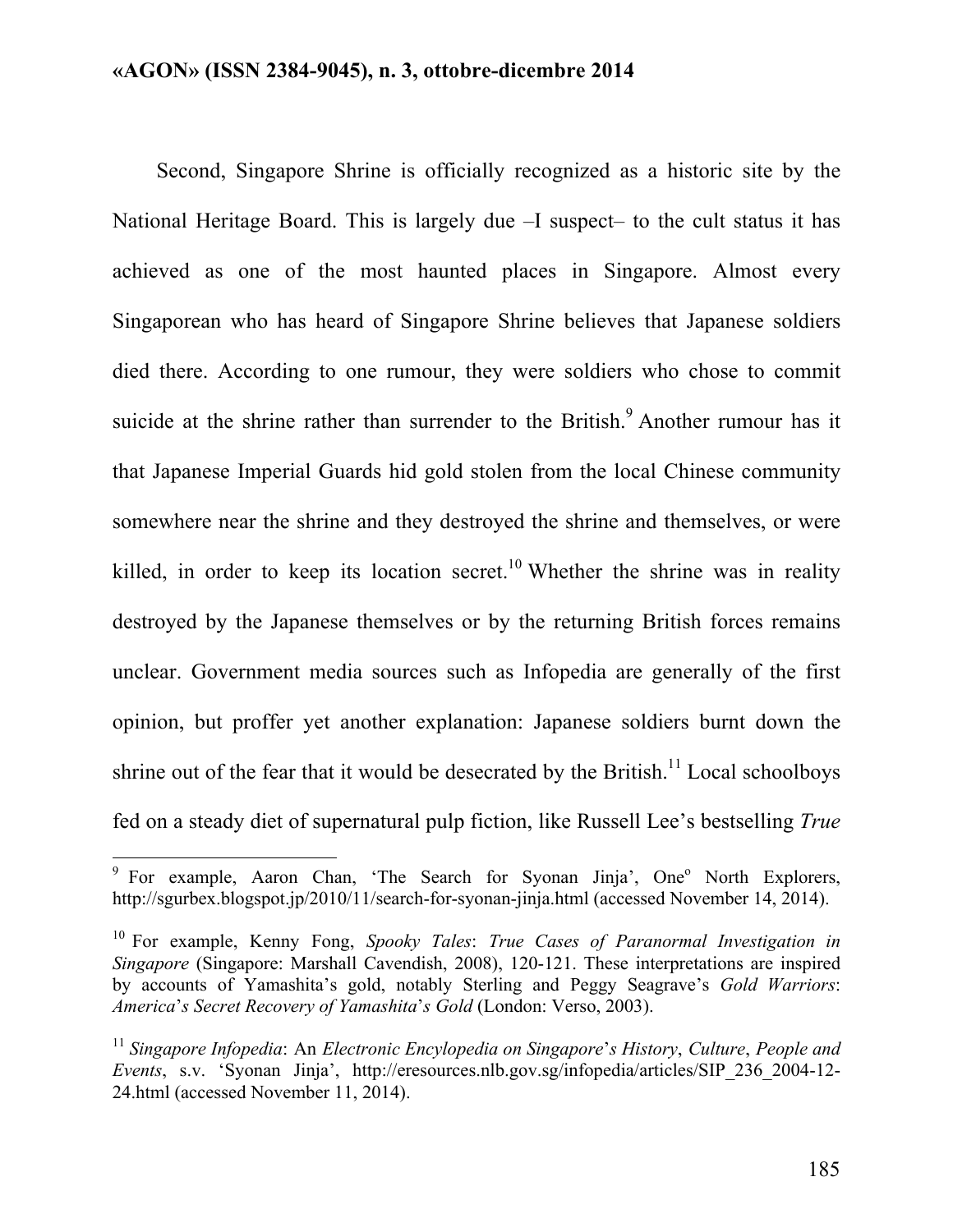Second, Singapore Shrine is officially recognized as a historic site by the National Heritage Board. This is largely due –I suspect– to the cult status it has achieved as one of the most haunted places in Singapore. Almost every Singaporean who has heard of Singapore Shrine believes that Japanese soldiers died there. According to one rumour, they were soldiers who chose to commit suicide at the shrine rather than surrender to the British.[9] Another rumour has it that Japanese Imperial Guards hid gold stolen from the local Chinese community somewhere near the shrine and they destroyed the shrine and themselves, or were killed, in order to keep its location secret.[10] Whether the shrine was in reality destroyed by the Japanese themselves or by the returning British forces remains unclear. Government media sources such as Infopedia are generally of the first opinion, but proffer yet another explanation: Japanese soldiers burnt down the shrine out of the fear that it would be desecrated by the British.[11] Local schoolboys fed on a steady diet of supernatural pulp fiction, like Russell Lee's bestselling *True*

---

[9] For example, Aaron Chan, 'The Search for Syonan Jinja', One° North Explorers, http://sgurbex.blogspot.jp/2010/11/search-for-syonan-jinja.html (accessed November 14, 2014).

[10] For example, Kenny Fong, *Spooky Tales*: *True Cases of Paranormal Investigation in Singapore* (Singapore: Marshall Cavendish, 2008), 120-121. These interpretations are inspired by accounts of Yamashita's gold, notably Sterling and Peggy Seagrave's *Gold Warriors*: *America's Secret Recovery of Yamashita's Gold* (London: Verso, 2003).

[11] *Singapore Infopedia*: An *Electronic Encyclopedia on Singapore's History*, *Culture*, *People and Events*, s.v. 'Syonan Jinja', http://eresources.nlb.gov.sg/infopedia/articles/SIP_236_2004-12-24.html (accessed November 11, 2014).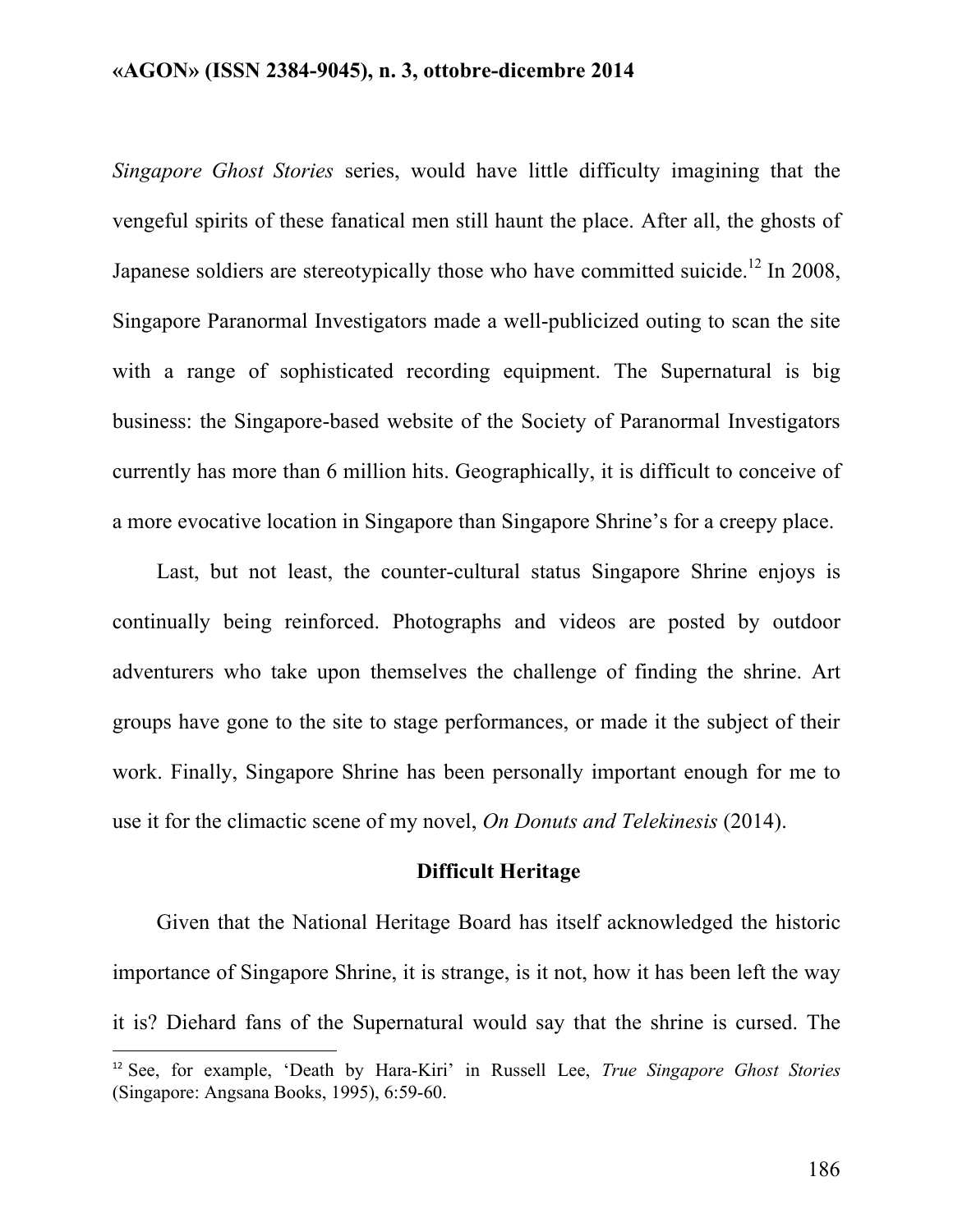*Singapore Ghost Stories* series, would have little difficulty imagining that the vengeful spirits of these fanatical men still haunt the place. After all, the ghosts of Japanese soldiers are stereotypically those who have committed suicide.[12] In 2008, Singapore Paranormal Investigators made a well-publicized outing to scan the site with a range of sophisticated recording equipment. The Supernatural is big business: the Singapore-based website of the Society of Paranormal Investigators currently has more than 6 million hits. Geographically, it is difficult to conceive of a more evocative location in Singapore than Singapore Shrine's for a creepy place.

Last, but not least, the counter-cultural status Singapore Shrine enjoys is continually being reinforced. Photographs and videos are posted by outdoor adventurers who take upon themselves the challenge of finding the shrine. Art groups have gone to the site to stage performances, or made it the subject of their work. Finally, Singapore Shrine has been personally important enough for me to use it for the climactic scene of my novel, *On Donuts and Telekinesis* (2014).

## Difficult Heritage

Given that the National Heritage Board has itself acknowledged the historic importance of Singapore Shrine, it is strange, is it not, how it has been left the way it is? Diehard fans of the Supernatural would say that the shrine is cursed. The

---

[12] See, for example, 'Death by Hara-Kiri' in Russell Lee, *True Singapore Ghost Stories* (Singapore: Angsana Books, 1995), 6:59-60.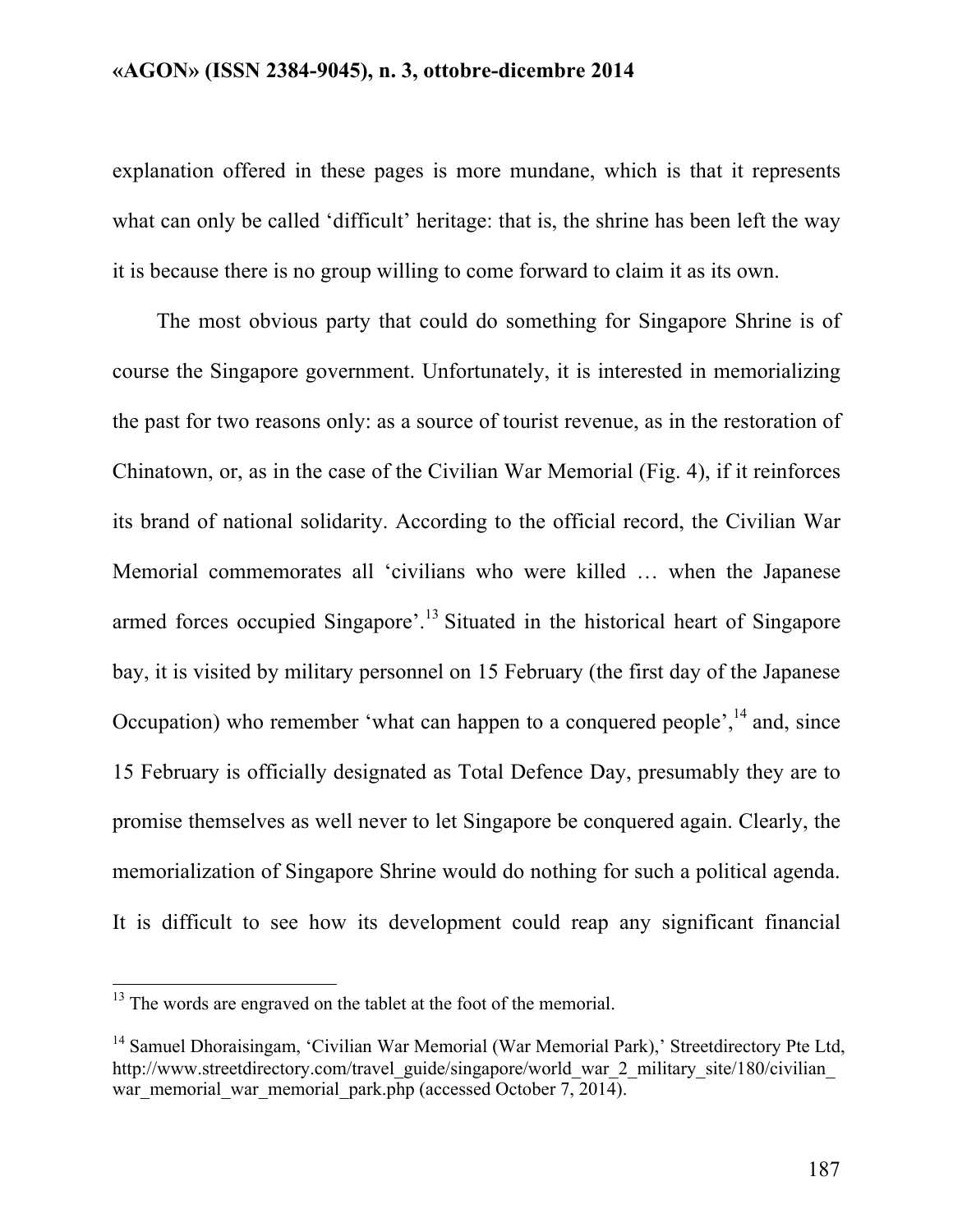explanation offered in these pages is more mundane, which is that it represents what can only be called 'difficult' heritage: that is, the shrine has been left the way it is because there is no group willing to come forward to claim it as its own.

The most obvious party that could do something for Singapore Shrine is of course the Singapore government. Unfortunately, it is interested in memorializing the past for two reasons only: as a source of tourist revenue, as in the restoration of Chinatown, or, as in the case of the Civilian War Memorial (Fig. 4), if it reinforces its brand of national solidarity. According to the official record, the Civilian War Memorial commemorates all 'civilians who were killed … when the Japanese armed forces occupied Singapore'.[13] Situated in the historical heart of Singapore bay, it is visited by military personnel on 15 February (the first day of the Japanese Occupation) who remember 'what can happen to a conquered people',[14] and, since 15 February is officially designated as Total Defence Day, presumably they are to promise themselves as well never to let Singapore be conquered again. Clearly, the memorialization of Singapore Shrine would do nothing for such a political agenda. It is difficult to see how its development could reap any significant financial

---

[13] The words are engraved on the tablet at the foot of the memorial.

[14] Samuel Dhoraisingam, 'Civilian War Memorial (War Memorial Park),' Streetdirectory Pte Ltd, http://www.streetdirectory.com/travel_guide/singapore/world_war_2_military_site/180/civilian_war_memorial_war_memorial_park.php (accessed October 7, 2014).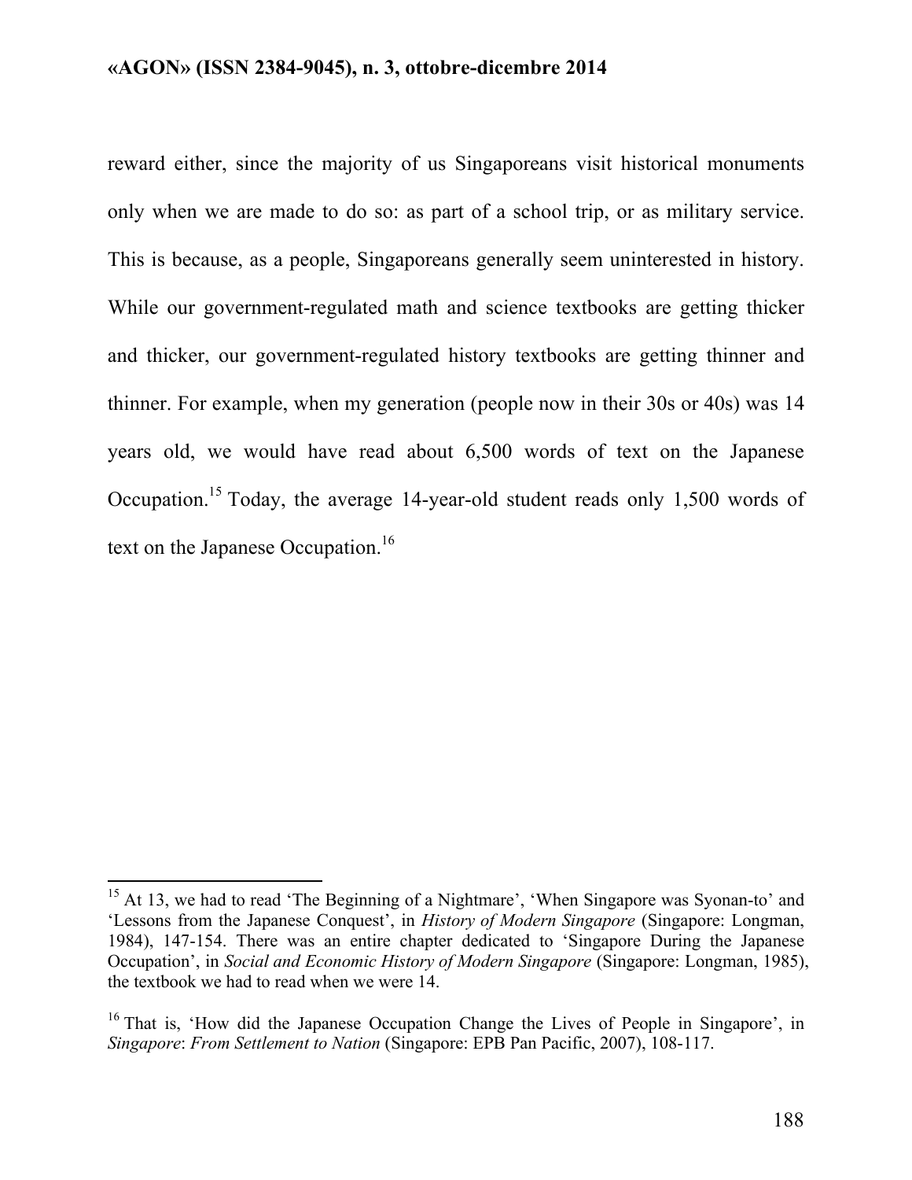reward either, since the majority of us Singaporeans visit historical monuments only when we are made to do so: as part of a school trip, or as military service. This is because, as a people, Singaporeans generally seem uninterested in history. While our government-regulated math and science textbooks are getting thicker and thicker, our government-regulated history textbooks are getting thinner and thinner. For example, when my generation (people now in their 30s or 40s) was 14 years old, we would have read about 6,500 words of text on the Japanese Occupation.[15] Today, the average 14-year-old student reads only 1,500 words of text on the Japanese Occupation.[16]

---

[15] At 13, we had to read 'The Beginning of a Nightmare', 'When Singapore was Syonan-to' and 'Lessons from the Japanese Conquest', in *History of Modern Singapore* (Singapore: Longman, 1984), 147-154. There was an entire chapter dedicated to 'Singapore During the Japanese Occupation', in *Social and Economic History of Modern Singapore* (Singapore: Longman, 1985), the textbook we had to read when we were 14.

[16] That is, 'How did the Japanese Occupation Change the Lives of People in Singapore', in *Singapore*: *From Settlement to Nation* (Singapore: EPB Pan Pacific, 2007), 108-117.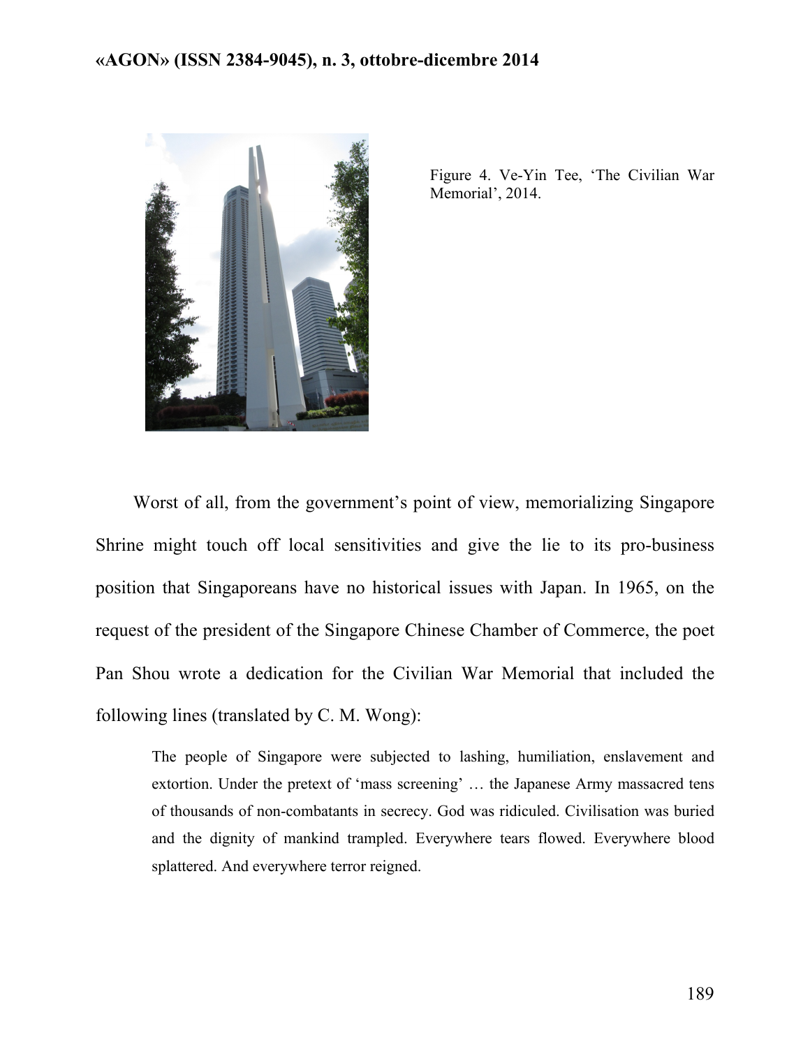Figure 4. Ve-Yin Tee, 'The Civilian War Memorial', 2014.

Worst of all, from the government's point of view, memorializing Singapore Shrine might touch off local sensitivities and give the lie to its pro-business position that Singaporeans have no historical issues with Japan. In 1965, on the request of the president of the Singapore Chinese Chamber of Commerce, the poet Pan Shou wrote a dedication for the Civilian War Memorial that included the following lines (translated by C. M. Wong):

> The people of Singapore were subjected to lashing, humiliation, enslavement and extortion. Under the pretext of 'mass screening' … the Japanese Army massacred tens of thousands of non-combatants in secrecy. God was ridiculed. Civilisation was buried and the dignity of mankind trampled. Everywhere tears flowed. Everywhere blood splattered. And everywhere terror reigned.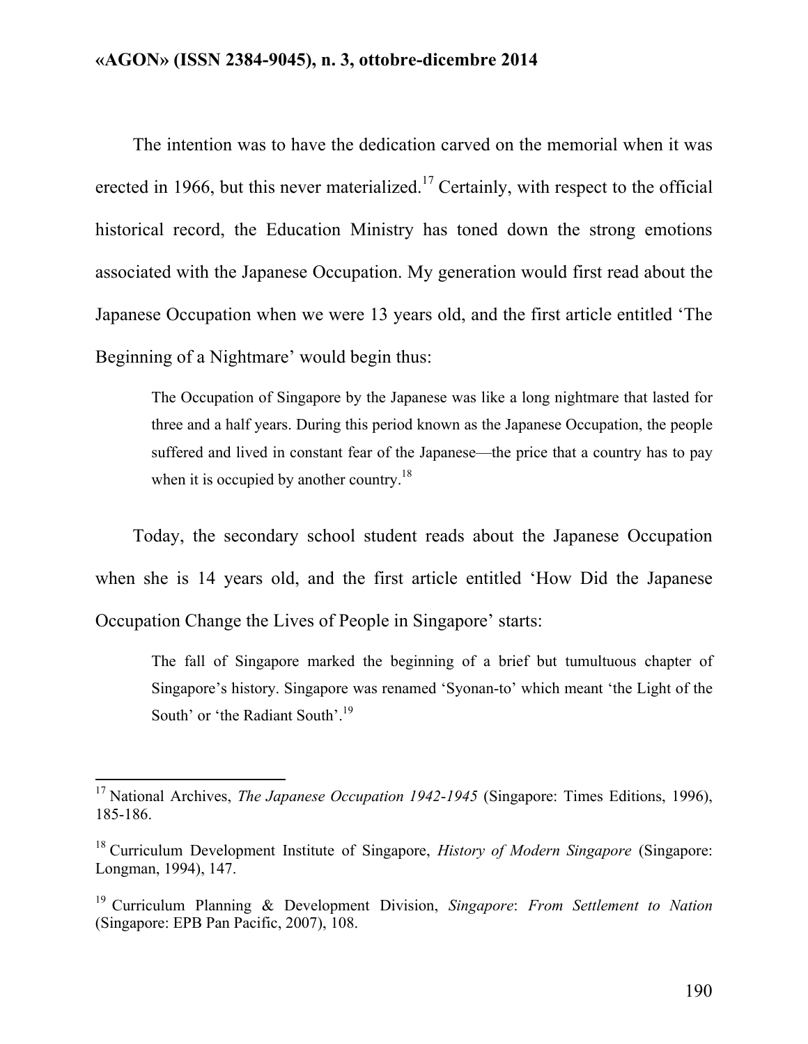The intention was to have the dedication carved on the memorial when it was erected in 1966, but this never materialized.[17] Certainly, with respect to the official historical record, the Education Ministry has toned down the strong emotions associated with the Japanese Occupation. My generation would first read about the Japanese Occupation when we were 13 years old, and the first article entitled 'The Beginning of a Nightmare' would begin thus:

> The Occupation of Singapore by the Japanese was like a long nightmare that lasted for three and a half years. During this period known as the Japanese Occupation, the people suffered and lived in constant fear of the Japanese—the price that a country has to pay when it is occupied by another country.[18]

Today, the secondary school student reads about the Japanese Occupation when she is 14 years old, and the first article entitled 'How Did the Japanese Occupation Change the Lives of People in Singapore' starts:

> The fall of Singapore marked the beginning of a brief but tumultuous chapter of Singapore's history. Singapore was renamed 'Syonan-to' which meant 'the Light of the South' or 'the Radiant South'.[19]

---

[17] National Archives, *The Japanese Occupation 1942-1945* (Singapore: Times Editions, 1996), 185-186.

[18] Curriculum Development Institute of Singapore, *History of Modern Singapore* (Singapore: Longman, 1994), 147.

[19] Curriculum Planning & Development Division, *Singapore*: *From Settlement to Nation* (Singapore: EPB Pan Pacific, 2007), 108.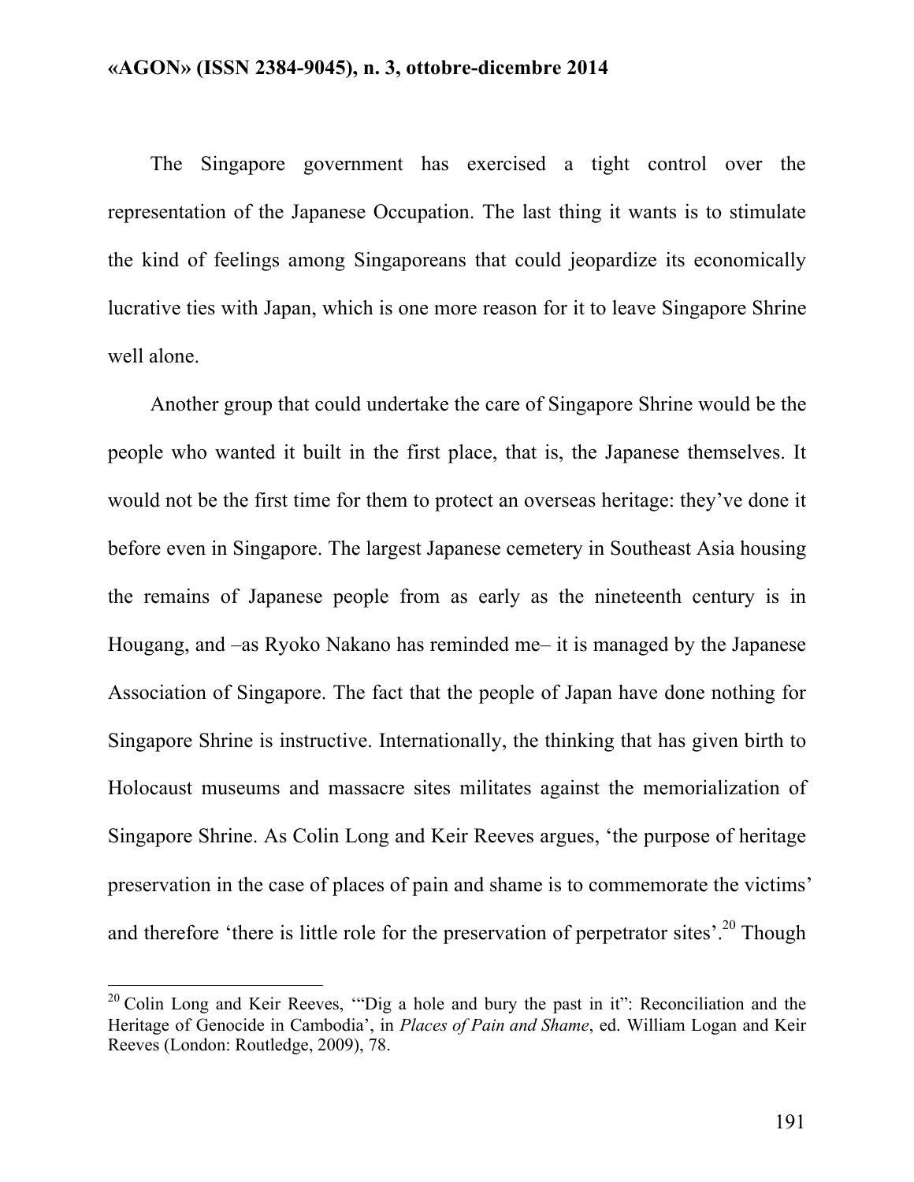The Singapore government has exercised a tight control over the representation of the Japanese Occupation. The last thing it wants is to stimulate the kind of feelings among Singaporeans that could jeopardize its economically lucrative ties with Japan, which is one more reason for it to leave Singapore Shrine well alone.

Another group that could undertake the care of Singapore Shrine would be the people who wanted it built in the first place, that is, the Japanese themselves. It would not be the first time for them to protect an overseas heritage: they've done it before even in Singapore. The largest Japanese cemetery in Southeast Asia housing the remains of Japanese people from as early as the nineteenth century is in Hougang, and –as Ryoko Nakano has reminded me– it is managed by the Japanese Association of Singapore. The fact that the people of Japan have done nothing for Singapore Shrine is instructive. Internationally, the thinking that has given birth to Holocaust museums and massacre sites militates against the memorialization of Singapore Shrine. As Colin Long and Keir Reeves argues, 'the purpose of heritage preservation in the case of places of pain and shame is to commemorate the victims' and therefore 'there is little role for the preservation of perpetrator sites'.[20] Though

[20] Colin Long and Keir Reeves, '"Dig a hole and bury the past in it": Reconciliation and the Heritage of Genocide in Cambodia', in *Places of Pain and Shame*, ed. William Logan and Keir Reeves (London: Routledge, 2009), 78.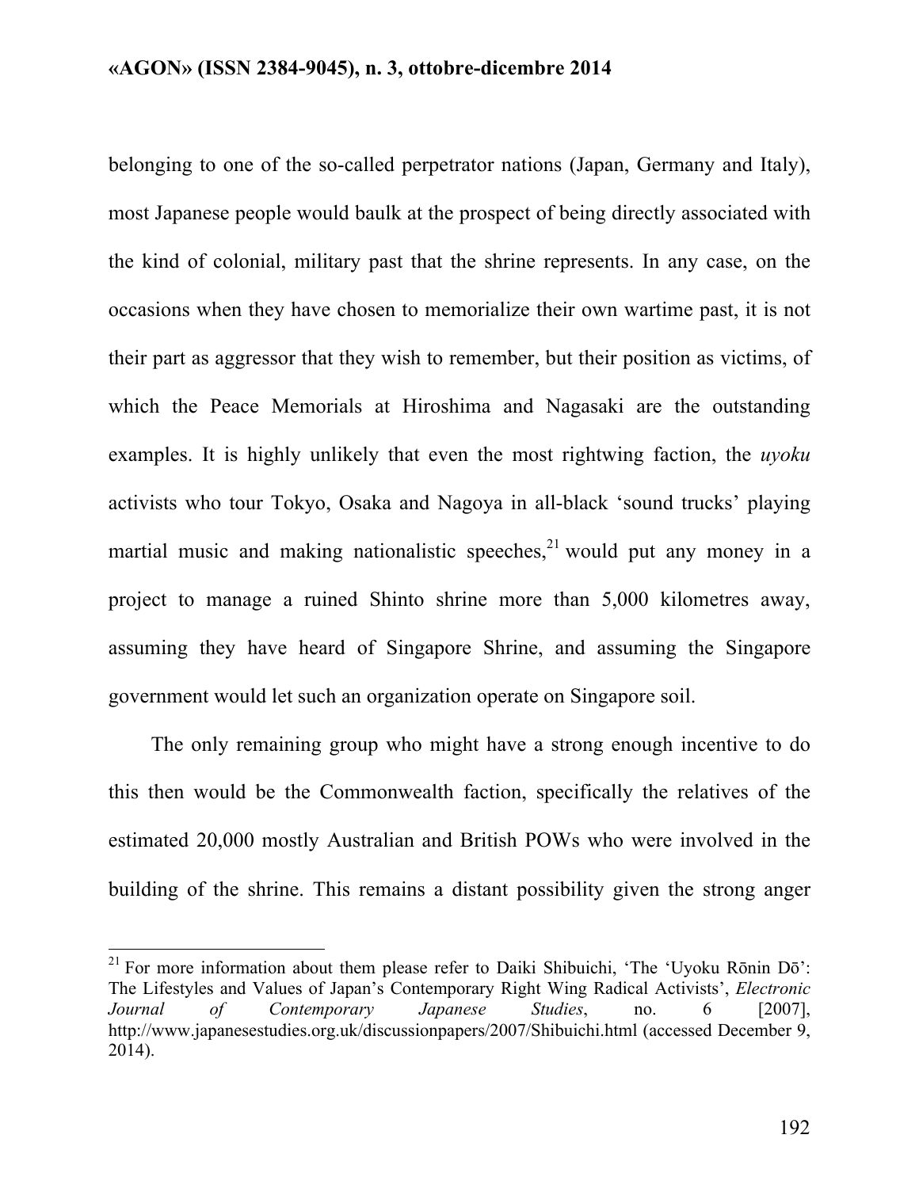belonging to one of the so-called perpetrator nations (Japan, Germany and Italy), most Japanese people would baulk at the prospect of being directly associated with the kind of colonial, military past that the shrine represents. In any case, on the occasions when they have chosen to memorialize their own wartime past, it is not their part as aggressor that they wish to remember, but their position as victims, of which the Peace Memorials at Hiroshima and Nagasaki are the outstanding examples. It is highly unlikely that even the most rightwing faction, the *uyoku* activists who tour Tokyo, Osaka and Nagoya in all-black 'sound trucks' playing martial music and making nationalistic speeches,[21] would put any money in a project to manage a ruined Shinto shrine more than 5,000 kilometres away, assuming they have heard of Singapore Shrine, and assuming the Singapore government would let such an organization operate on Singapore soil.

The only remaining group who might have a strong enough incentive to do this then would be the Commonwealth faction, specifically the relatives of the estimated 20,000 mostly Australian and British POWs who were involved in the building of the shrine. This remains a distant possibility given the strong anger

[21] For more information about them please refer to Daiki Shibuichi, 'The 'Uyoku Rōnin Dō': The Lifestyles and Values of Japan's Contemporary Right Wing Radical Activists', *Electronic Journal of Contemporary Japanese Studies*, no. 6 [2007], http://www.japanesestudies.org.uk/discussionpapers/2007/Shibuichi.html (accessed December 9, 2014).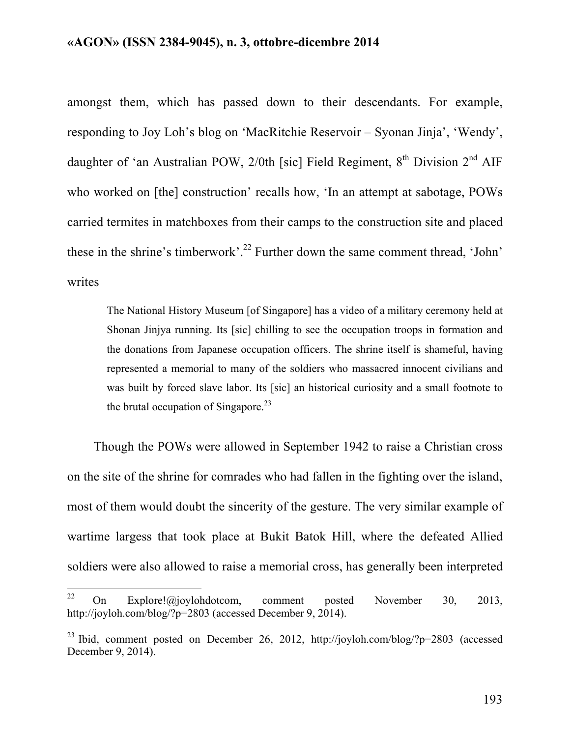amongst them, which has passed down to their descendants. For example, responding to Joy Loh's blog on 'MacRitchie Reservoir – Syonan Jinja', 'Wendy', daughter of 'an Australian POW, 2/0th [sic] Field Regiment, 8th Division 2nd AIF who worked on [the] construction' recalls how, 'In an attempt at sabotage, POWs carried termites in matchboxes from their camps to the construction site and placed these in the shrine's timberwork'.[22] Further down the same comment thread, 'John' writes

> The National History Museum [of Singapore] has a video of a military ceremony held at Shonan Jinjya running. Its [sic] chilling to see the occupation troops in formation and the donations from Japanese occupation officers. The shrine itself is shameful, having represented a memorial to many of the soldiers who massacred innocent civilians and was built by forced slave labor. Its [sic] an historical curiosity and a small footnote to the brutal occupation of Singapore.[23]

Though the POWs were allowed in September 1942 to raise a Christian cross on the site of the shrine for comrades who had fallen in the fighting over the island, most of them would doubt the sincerity of the gesture. The very similar example of wartime largess that took place at Bukit Batok Hill, where the defeated Allied soldiers were also allowed to raise a memorial cross, has generally been interpreted

---

[22] On Explore!@joylohdotcom, comment posted November 30, 2013, http://joyloh.com/blog/?p=2803 (accessed December 9, 2014).

[23] Ibid, comment posted on December 26, 2012, http://joyloh.com/blog/?p=2803 (accessed December 9, 2014).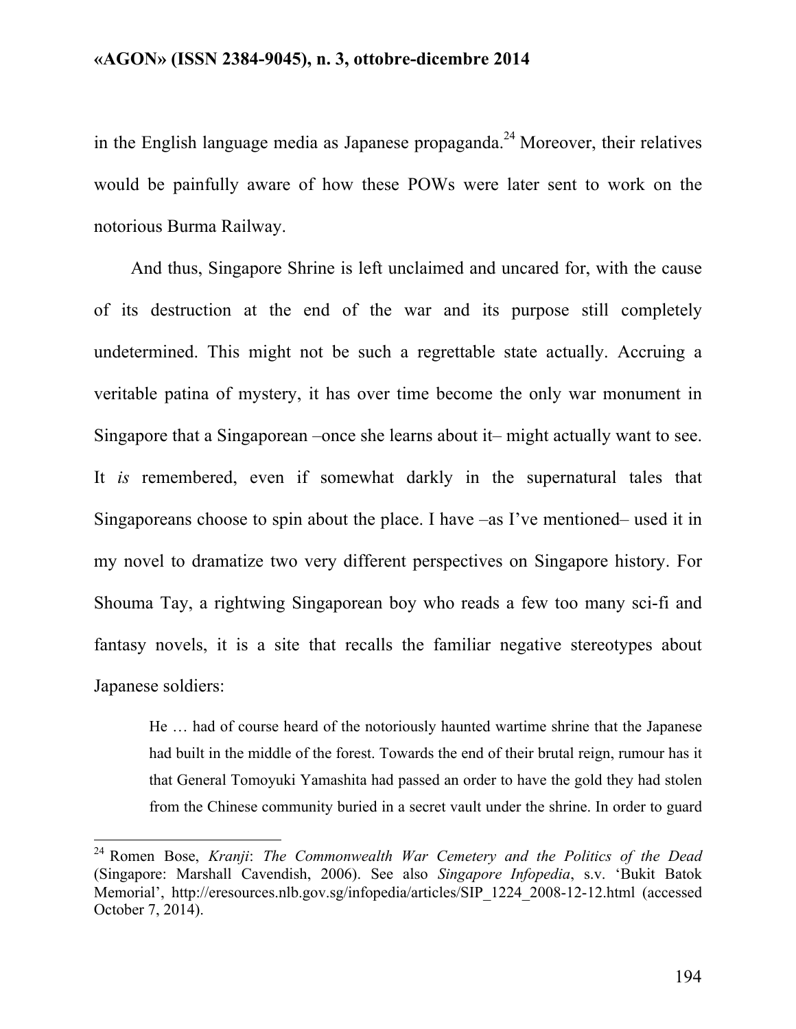in the English language media as Japanese propaganda.[24] Moreover, their relatives would be painfully aware of how these POWs were later sent to work on the notorious Burma Railway.

And thus, Singapore Shrine is left unclaimed and uncared for, with the cause of its destruction at the end of the war and its purpose still completely undetermined. This might not be such a regrettable state actually. Accruing a veritable patina of mystery, it has over time become the only war monument in Singapore that a Singaporean –once she learns about it– might actually want to see. It *is* remembered, even if somewhat darkly in the supernatural tales that Singaporeans choose to spin about the place. I have –as I've mentioned– used it in my novel to dramatize two very different perspectives on Singapore history. For Shouma Tay, a rightwing Singaporean boy who reads a few too many sci-fi and fantasy novels, it is a site that recalls the familiar negative stereotypes about Japanese soldiers:

> He … had of course heard of the notoriously haunted wartime shrine that the Japanese had built in the middle of the forest. Towards the end of their brutal reign, rumour has it that General Tomoyuki Yamashita had passed an order to have the gold they had stolen from the Chinese community buried in a secret vault under the shrine. In order to guard

---

[24] Romen Bose, *Kranji*: *The Commonwealth War Cemetery and the Politics of the Dead* (Singapore: Marshall Cavendish, 2006). See also *Singapore Infopedia*, s.v. 'Bukit Batok Memorial', http://eresources.nlb.gov.sg/infopedia/articles/SIP_1224_2008-12-12.html (accessed October 7, 2014).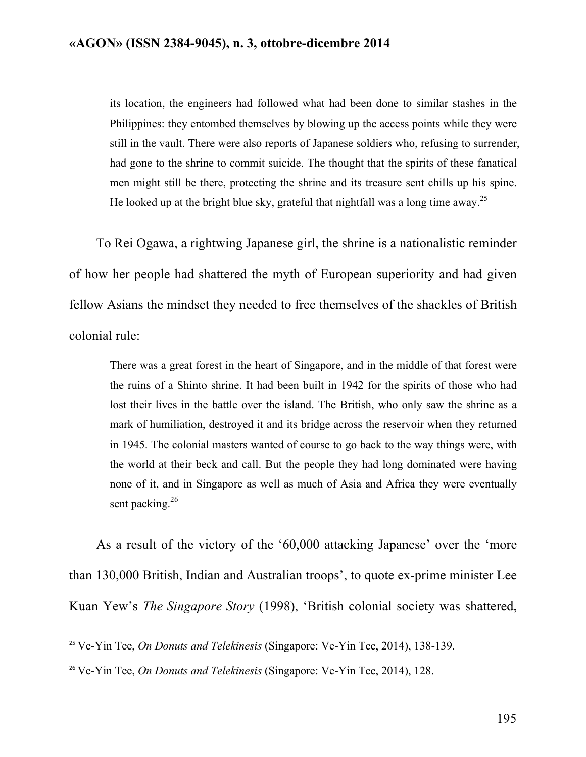> its location, the engineers had followed what had been done to similar stashes in the Philippines: they entombed themselves by blowing up the access points while they were still in the vault. There were also reports of Japanese soldiers who, refusing to surrender, had gone to the shrine to commit suicide. The thought that the spirits of these fanatical men might still be there, protecting the shrine and its treasure sent chills up his spine. He looked up at the bright blue sky, grateful that nightfall was a long time away.[25]

To Rei Ogawa, a rightwing Japanese girl, the shrine is a nationalistic reminder of how her people had shattered the myth of European superiority and had given fellow Asians the mindset they needed to free themselves of the shackles of British colonial rule:

> There was a great forest in the heart of Singapore, and in the middle of that forest were the ruins of a Shinto shrine. It had been built in 1942 for the spirits of those who had lost their lives in the battle over the island. The British, who only saw the shrine as a mark of humiliation, destroyed it and its bridge across the reservoir when they returned in 1945. The colonial masters wanted of course to go back to the way things were, with the world at their beck and call. But the people they had long dominated were having none of it, and in Singapore as well as much of Asia and Africa they were eventually sent packing.[26]

As a result of the victory of the '60,000 attacking Japanese' over the 'more than 130,000 British, Indian and Australian troops', to quote ex-prime minister Lee Kuan Yew's *The Singapore Story* (1998), 'British colonial society was shattered,

---

[25] Ve-Yin Tee, *On Donuts and Telekinesis* (Singapore: Ve-Yin Tee, 2014), 138-139.

[26] Ve-Yin Tee, *On Donuts and Telekinesis* (Singapore: Ve-Yin Tee, 2014), 128.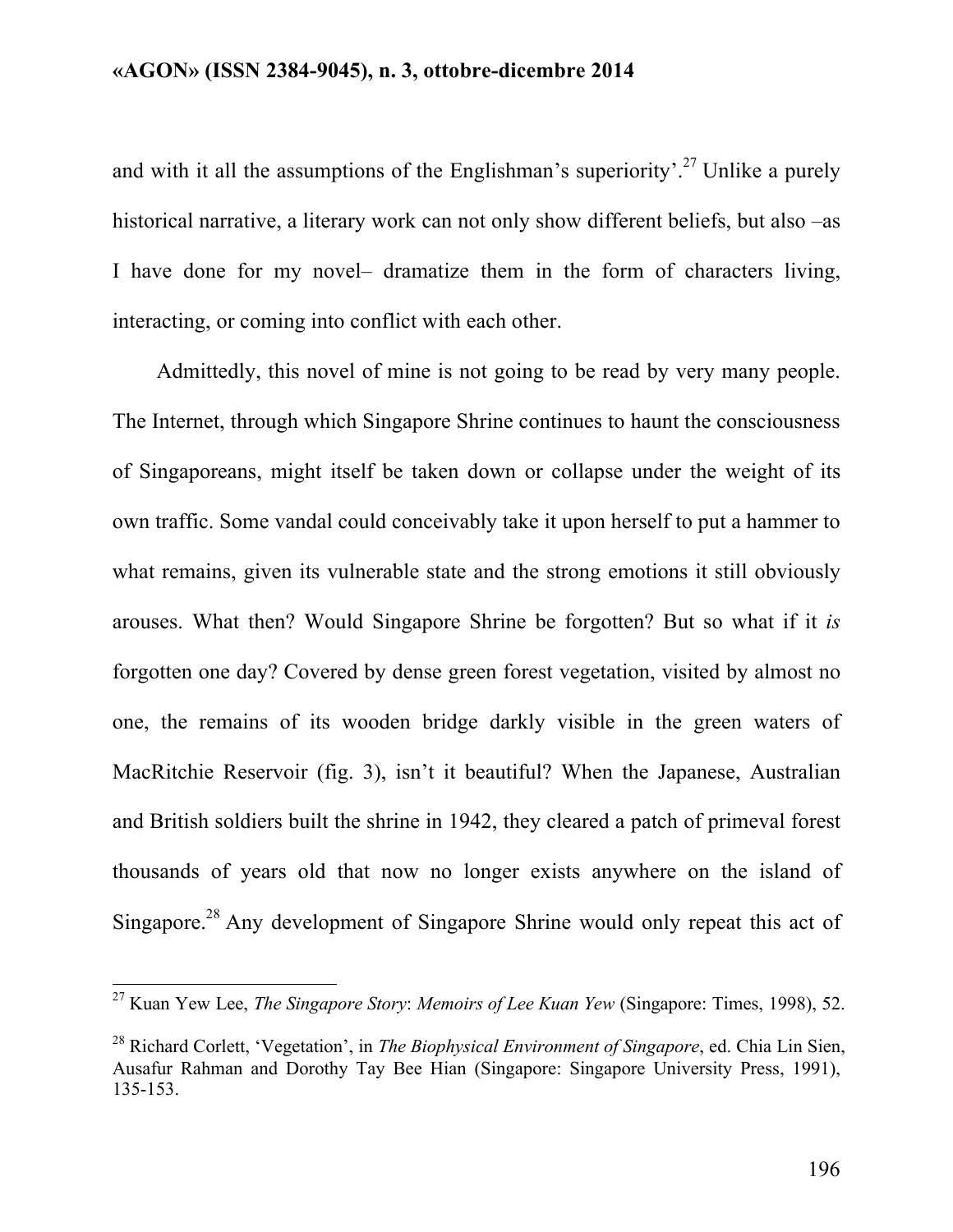and with it all the assumptions of the Englishman's superiority'.[27] Unlike a purely historical narrative, a literary work can not only show different beliefs, but also –as I have done for my novel– dramatize them in the form of characters living, interacting, or coming into conflict with each other.

Admittedly, this novel of mine is not going to be read by very many people. The Internet, through which Singapore Shrine continues to haunt the consciousness of Singaporeans, might itself be taken down or collapse under the weight of its own traffic. Some vandal could conceivably take it upon herself to put a hammer to what remains, given its vulnerable state and the strong emotions it still obviously arouses. What then? Would Singapore Shrine be forgotten? But so what if it *is* forgotten one day? Covered by dense green forest vegetation, visited by almost no one, the remains of its wooden bridge darkly visible in the green waters of MacRitchie Reservoir (fig. 3), isn't it beautiful? When the Japanese, Australian and British soldiers built the shrine in 1942, they cleared a patch of primeval forest thousands of years old that now no longer exists anywhere on the island of Singapore.[28] Any development of Singapore Shrine would only repeat this act of

---

[27] Kuan Yew Lee, *The Singapore Story*: *Memoirs of Lee Kuan Yew* (Singapore: Times, 1998), 52.

[28] Richard Corlett, 'Vegetation', in *The Biophysical Environment of Singapore*, ed. Chia Lin Sien, Ausafur Rahman and Dorothy Tay Bee Hian (Singapore: Singapore University Press, 1991), 135-153.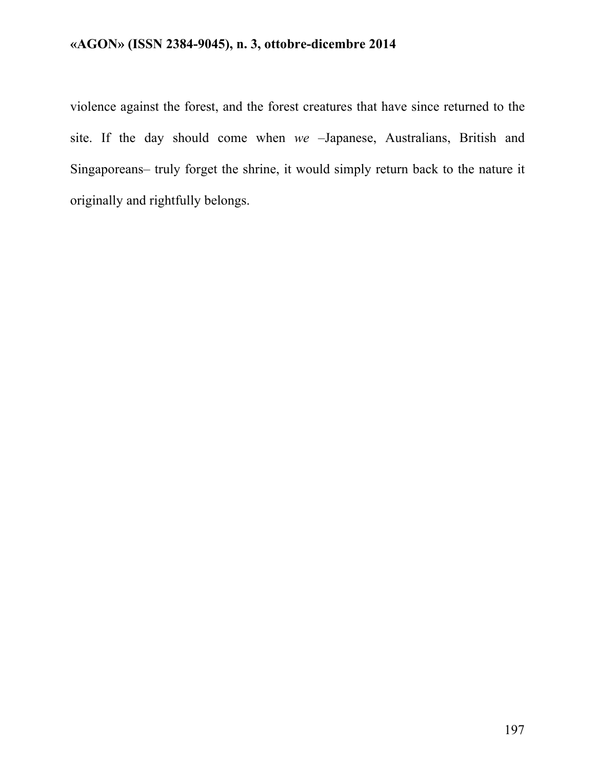violence against the forest, and the forest creatures that have since returned to the site. If the day should come when *we* –Japanese, Australians, British and Singaporeans– truly forget the shrine, it would simply return back to the nature it originally and rightfully belongs.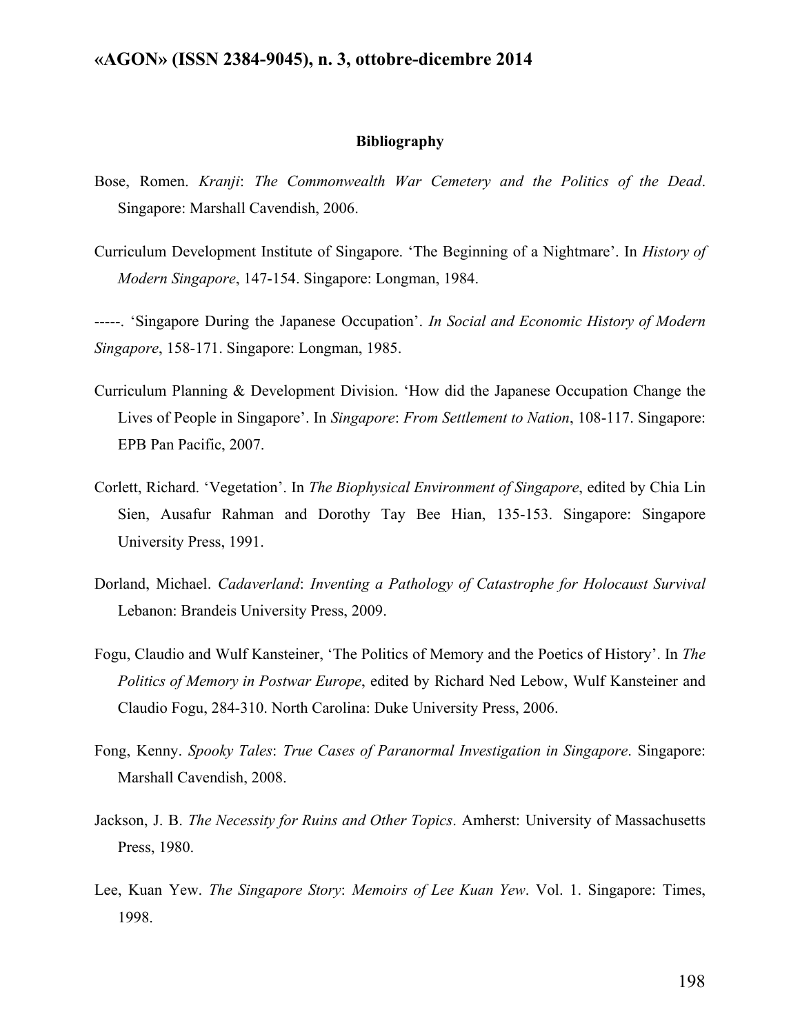**Bibliography**

Bose, Romen. *Kranji*: *The Commonwealth War Cemetery and the Politics of the Dead*. Singapore: Marshall Cavendish, 2006.

Curriculum Development Institute of Singapore. 'The Beginning of a Nightmare'. In *History of Modern Singapore*, 147-154. Singapore: Longman, 1984.

-----. 'Singapore During the Japanese Occupation'. *In Social and Economic History of Modern Singapore*, 158-171. Singapore: Longman, 1985.

Curriculum Planning & Development Division. 'How did the Japanese Occupation Change the Lives of People in Singapore'. In *Singapore*: *From Settlement to Nation*, 108-117. Singapore: EPB Pan Pacific, 2007.

Corlett, Richard. 'Vegetation'. In *The Biophysical Environment of Singapore*, edited by Chia Lin Sien, Ausafur Rahman and Dorothy Tay Bee Hian, 135-153. Singapore: Singapore University Press, 1991.

Dorland, Michael. *Cadaverland*: *Inventing a Pathology of Catastrophe for Holocaust Survival* Lebanon: Brandeis University Press, 2009.

Fogu, Claudio and Wulf Kansteiner, 'The Politics of Memory and the Poetics of History'. In *The Politics of Memory in Postwar Europe*, edited by Richard Ned Lebow, Wulf Kansteiner and Claudio Fogu, 284-310. North Carolina: Duke University Press, 2006.

Fong, Kenny. *Spooky Tales*: *True Cases of Paranormal Investigation in Singapore*. Singapore: Marshall Cavendish, 2008.

Jackson, J. B. *The Necessity for Ruins and Other Topics*. Amherst: University of Massachusetts Press, 1980.

Lee, Kuan Yew. *The Singapore Story*: *Memoirs of Lee Kuan Yew*. Vol. 1. Singapore: Times, 1998.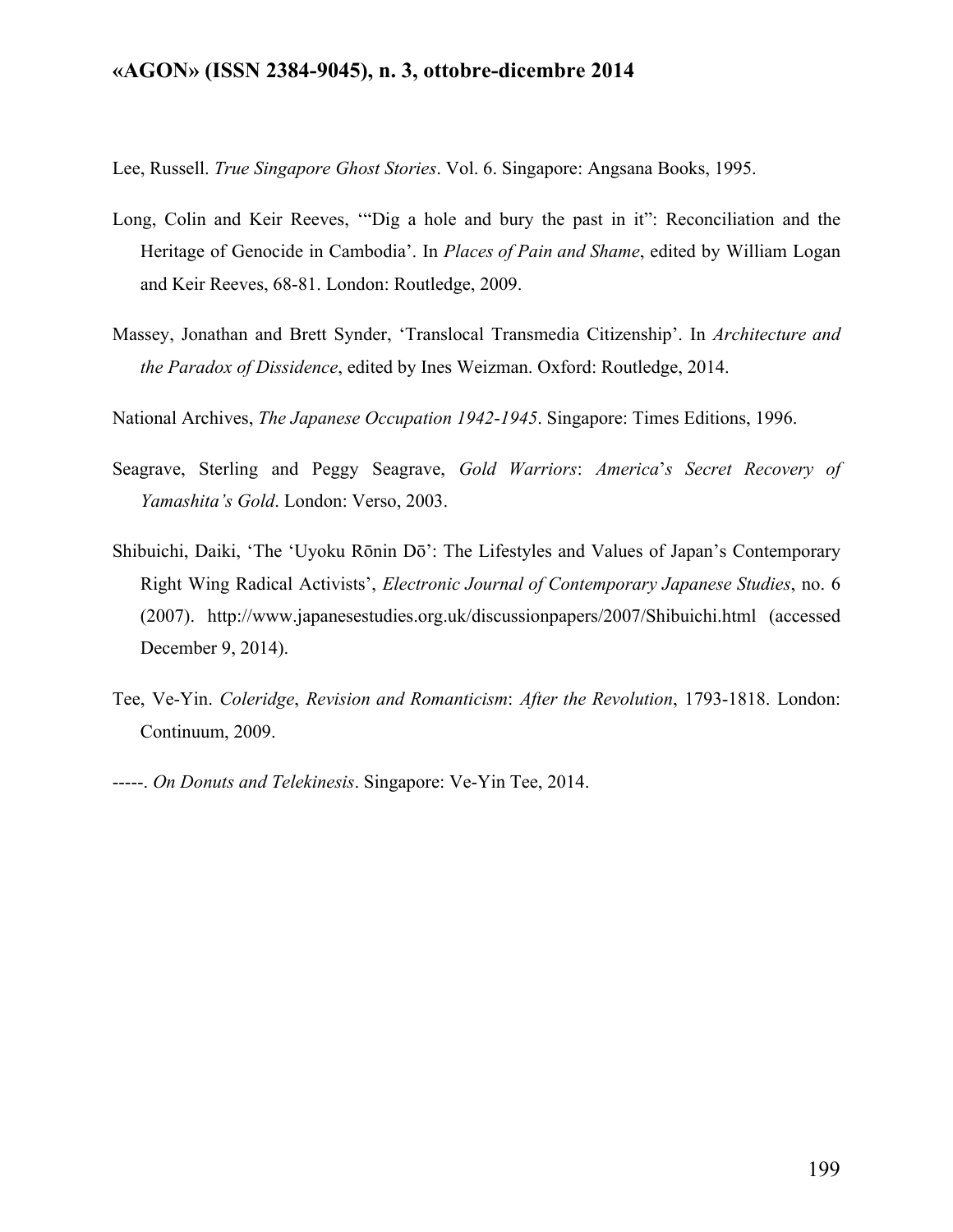Lee, Russell. *True Singapore Ghost Stories*. Vol. 6. Singapore: Angsana Books, 1995.

Long, Colin and Keir Reeves, '"Dig a hole and bury the past in it": Reconciliation and the Heritage of Genocide in Cambodia'. In *Places of Pain and Shame*, edited by William Logan and Keir Reeves, 68-81. London: Routledge, 2009.

Massey, Jonathan and Brett Synder, 'Translocal Transmedia Citizenship'. In *Architecture and the Paradox of Dissidence*, edited by Ines Weizman. Oxford: Routledge, 2014.

National Archives, *The Japanese Occupation 1942-1945*. Singapore: Times Editions, 1996.

Seagrave, Sterling and Peggy Seagrave, *Gold Warriors*: *America*'*s Secret Recovery of Yamashita's Gold*. London: Verso, 2003.

Shibuichi, Daiki, 'The 'Uyoku Rōnin Dō': The Lifestyles and Values of Japan's Contemporary Right Wing Radical Activists', *Electronic Journal of Contemporary Japanese Studies*, no. 6 (2007). http://www.japanesestudies.org.uk/discussionpapers/2007/Shibuichi.html (accessed December 9, 2014).

Tee, Ve-Yin. *Coleridge*, *Revision and Romanticism*: *After the Revolution*, 1793-1818. London: Continuum, 2009.

-----. *On Donuts and Telekinesis*. Singapore: Ve-Yin Tee, 2014.